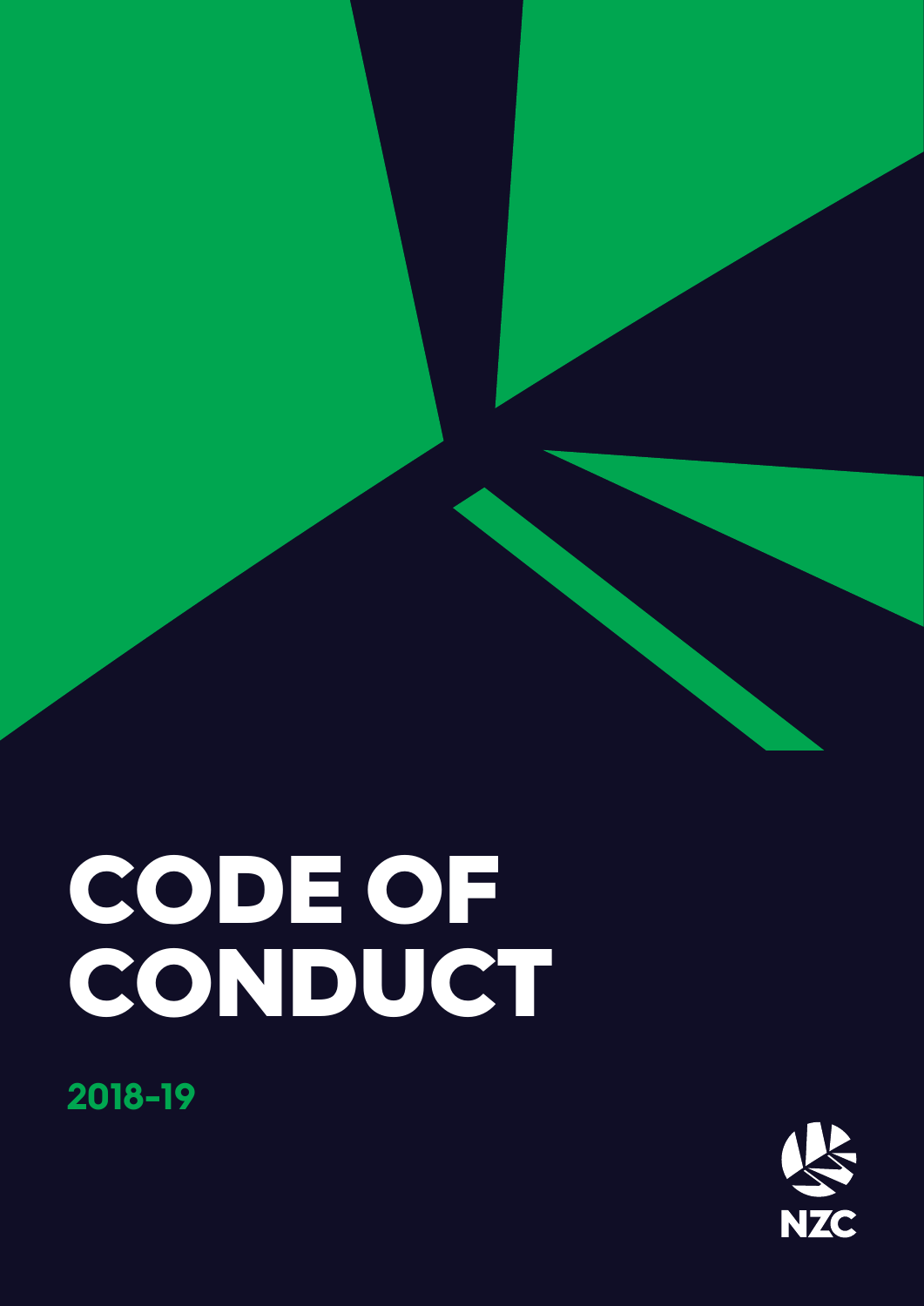# CODE OF CONDUCT

2018-19

NZC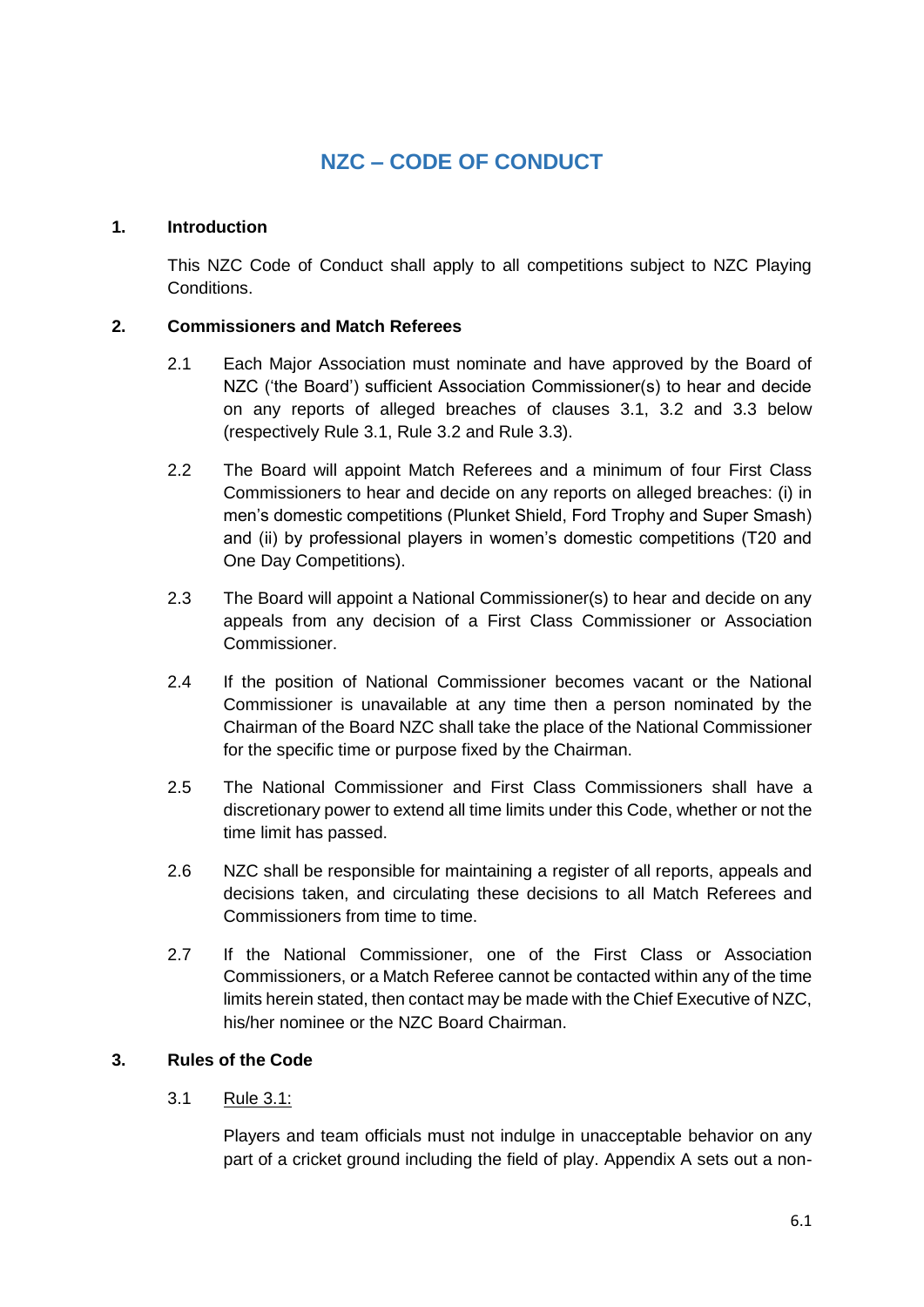# NZC – CODE OF CONDUCT

## 1. Introduction

This NZC Code of Conduct shall apply to all competitions subject to NZC Playing Conditions.

## 2. Commissioners and Match Referees

2.1 Each Major Association must nominate and have approved by the Board of NZC ('the Board') sufficient Association Commissioner(s) to hear and decide on any reports of alleged breaches of clauses 3.1, 3.2 and 3.3 below (respectively Rule 3.1, Rule 3.2 and Rule 3.3).

2.2 The Board will appoint Match Referees and a minimum of four First Class Commissioners to hear and decide on any reports on alleged breaches: (i) in men's domestic competitions (Plunket Shield, Ford Trophy and Super Smash) and (ii) by professional players in women's domestic competitions (T20 and One Day Competitions).

2.3 The Board will appoint a National Commissioner(s) to hear and decide on any appeals from any decision of a First Class Commissioner or Association Commissioner.

2.4 If the position of National Commissioner becomes vacant or the National Commissioner is unavailable at any time then a person nominated by the Chairman of the Board NZC shall take the place of the National Commissioner for the specific time or purpose fixed by the Chairman.

2.5 The National Commissioner and First Class Commissioners shall have a discretionary power to extend all time limits under this Code, whether or not the time limit has passed.

2.6 NZC shall be responsible for maintaining a register of all reports, appeals and decisions taken, and circulating these decisions to all Match Referees and Commissioners from time to time.

2.7 If the National Commissioner, one of the First Class or Association Commissioners, or a Match Referee cannot be contacted within any of the time limits herein stated, then contact may be made with the Chief Executive of NZC, his/her nominee or the NZC Board Chairman.

## 3. Rules of the Code

3.1 Rule 3.1:

Players and team officials must not indulge in unacceptable behavior on any part of a cricket ground including the field of play. Appendix A sets out a non-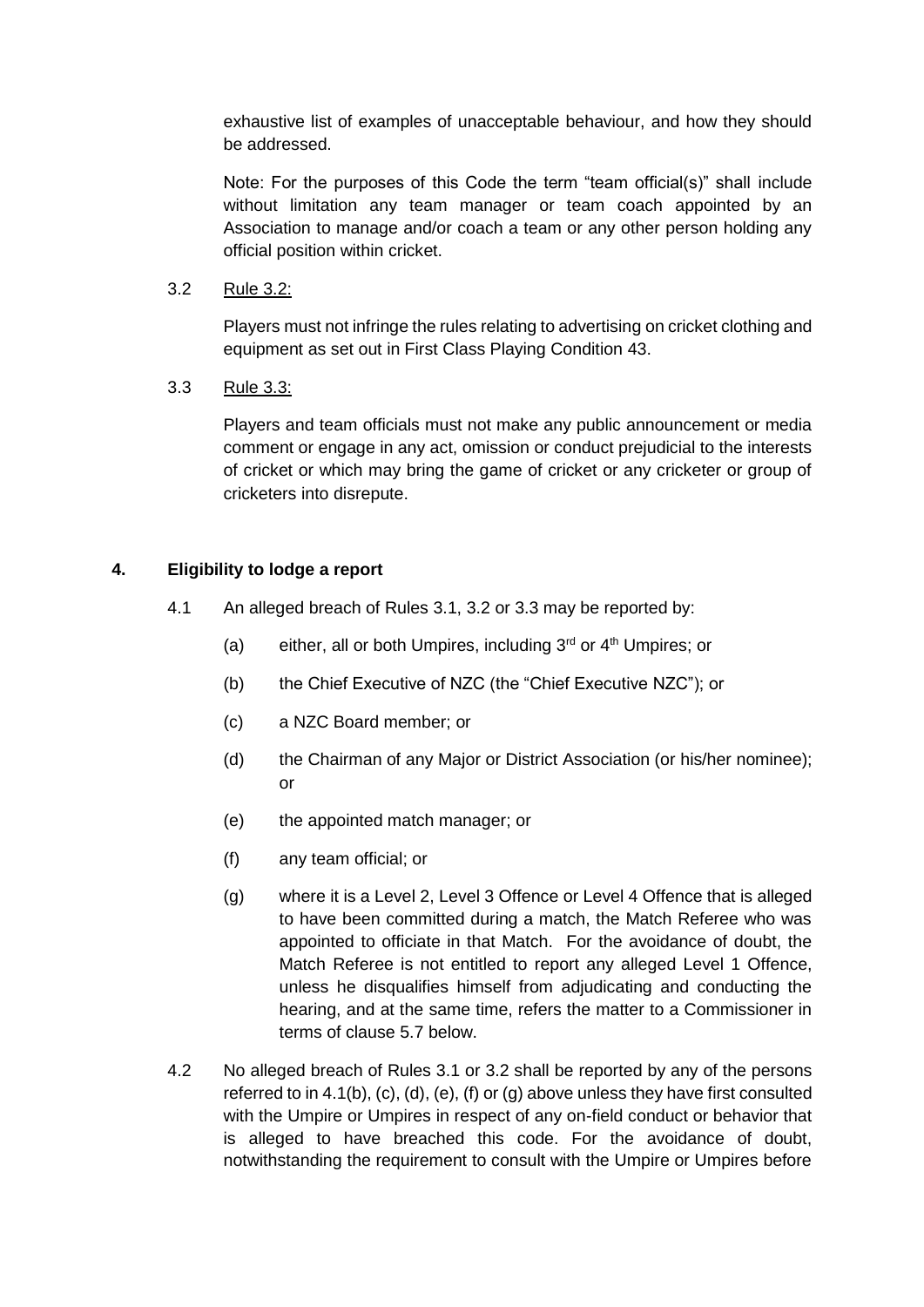exhaustive list of examples of unacceptable behaviour, and how they should be addressed.

Note: For the purposes of this Code the term "team official(s)" shall include without limitation any team manager or team coach appointed by an Association to manage and/or coach a team or any other person holding any official position within cricket.

3.2 Rule 3.2:

Players must not infringe the rules relating to advertising on cricket clothing and equipment as set out in First Class Playing Condition 43.

3.3 Rule 3.3:

Players and team officials must not make any public announcement or media comment or engage in any act, omission or conduct prejudicial to the interests of cricket or which may bring the game of cricket or any cricketer or group of cricketers into disrepute.

## 4. Eligibility to lodge a report

4.1 An alleged breach of Rules 3.1, 3.2 or 3.3 may be reported by:

(a) either, all or both Umpires, including 3rd or 4th Umpires; or

(b) the Chief Executive of NZC (the "Chief Executive NZC"); or

(c) a NZC Board member; or

(d) the Chairman of any Major or District Association (or his/her nominee); or

(e) the appointed match manager; or

(f) any team official; or

(g) where it is a Level 2, Level 3 Offence or Level 4 Offence that is alleged to have been committed during a match, the Match Referee who was appointed to officiate in that Match. For the avoidance of doubt, the Match Referee is not entitled to report any alleged Level 1 Offence, unless he disqualifies himself from adjudicating and conducting the hearing, and at the same time, refers the matter to a Commissioner in terms of clause 5.7 below.

4.2 No alleged breach of Rules 3.1 or 3.2 shall be reported by any of the persons referred to in 4.1(b), (c), (d), (e), (f) or (g) above unless they have first consulted with the Umpire or Umpires in respect of any on-field conduct or behavior that is alleged to have breached this code. For the avoidance of doubt, notwithstanding the requirement to consult with the Umpire or Umpires before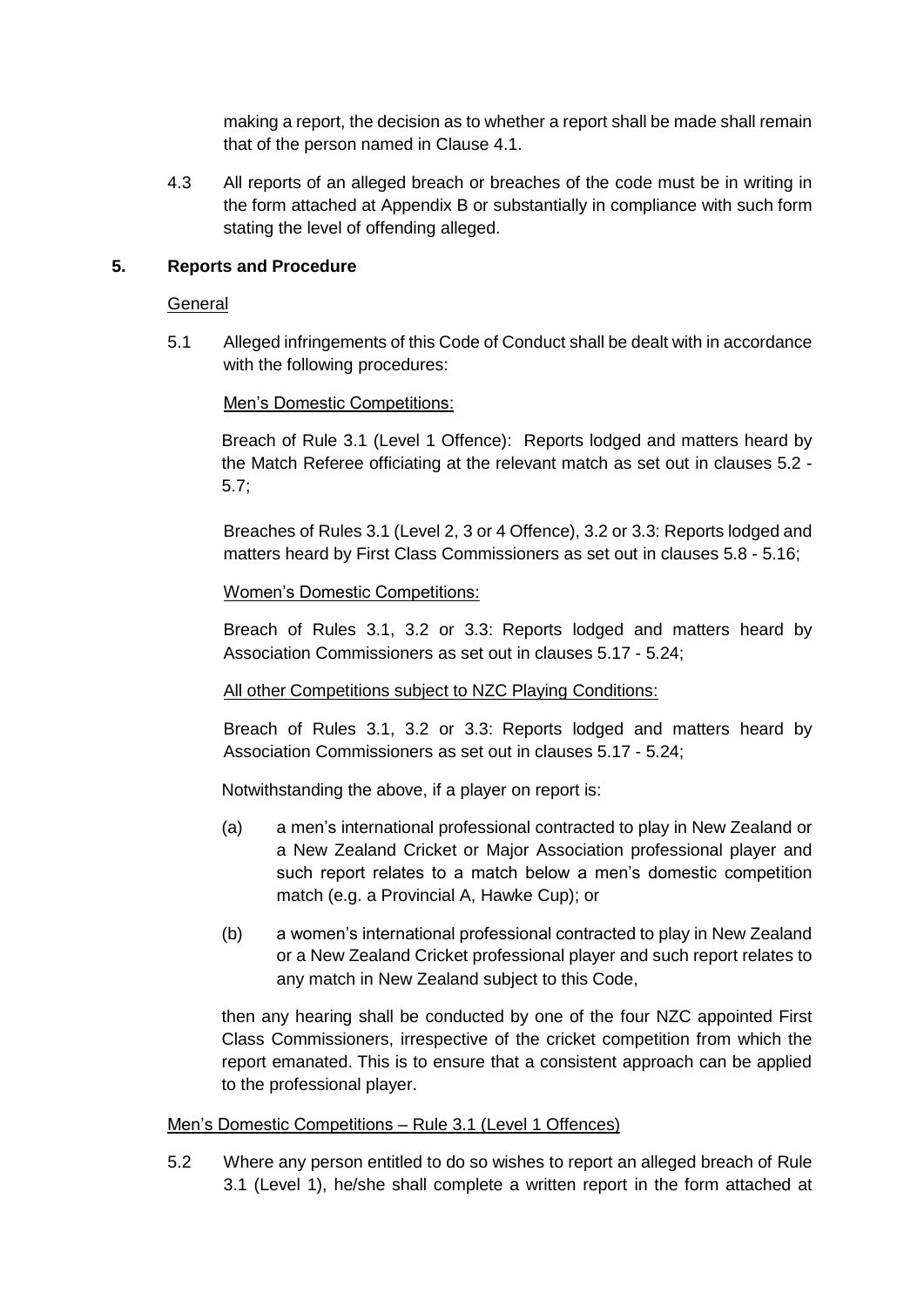making a report, the decision as to whether a report shall be made shall remain that of the person named in Clause 4.1.

4.3 All reports of an alleged breach or breaches of the code must be in writing in the form attached at Appendix B or substantially in compliance with such form stating the level of offending alleged.

## 5. Reports and Procedure

General

5.1 Alleged infringements of this Code of Conduct shall be dealt with in accordance with the following procedures:

Men's Domestic Competitions:

Breach of Rule 3.1 (Level 1 Offence): Reports lodged and matters heard by the Match Referee officiating at the relevant match as set out in clauses 5.2 - 5.7;

Breaches of Rules 3.1 (Level 2, 3 or 4 Offence), 3.2 or 3.3: Reports lodged and matters heard by First Class Commissioners as set out in clauses 5.8 - 5.16;

Women's Domestic Competitions:

Breach of Rules 3.1, 3.2 or 3.3: Reports lodged and matters heard by Association Commissioners as set out in clauses 5.17 - 5.24;

All other Competitions subject to NZC Playing Conditions:

Breach of Rules 3.1, 3.2 or 3.3: Reports lodged and matters heard by Association Commissioners as set out in clauses 5.17 - 5.24;

Notwithstanding the above, if a player on report is:

(a) a men's international professional contracted to play in New Zealand or a New Zealand Cricket or Major Association professional player and such report relates to a match below a men's domestic competition match (e.g. a Provincial A, Hawke Cup); or

(b) a women's international professional contracted to play in New Zealand or a New Zealand Cricket professional player and such report relates to any match in New Zealand subject to this Code,

then any hearing shall be conducted by one of the four NZC appointed First Class Commissioners, irrespective of the cricket competition from which the report emanated. This is to ensure that a consistent approach can be applied to the professional player.

Men's Domestic Competitions – Rule 3.1 (Level 1 Offences)

5.2 Where any person entitled to do so wishes to report an alleged breach of Rule 3.1 (Level 1), he/she shall complete a written report in the form attached at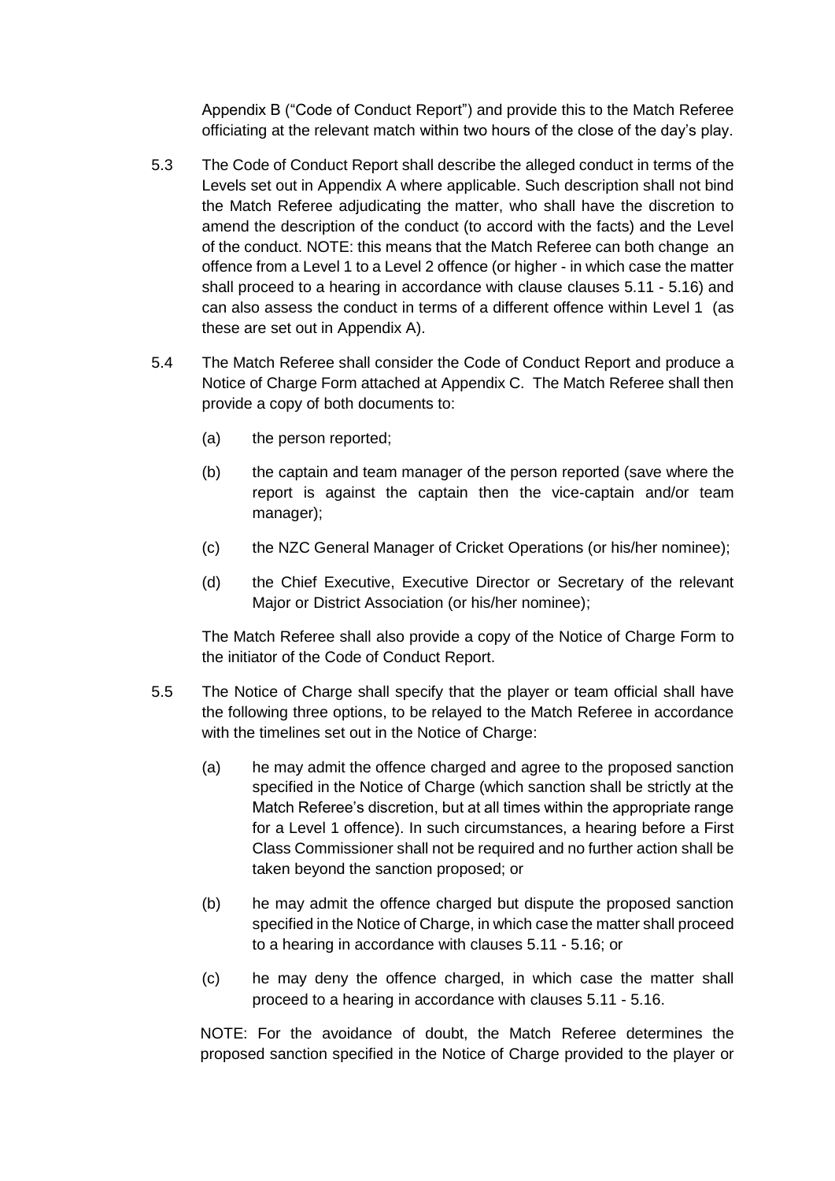Appendix B ("Code of Conduct Report") and provide this to the Match Referee officiating at the relevant match within two hours of the close of the day's play.

5.3 The Code of Conduct Report shall describe the alleged conduct in terms of the Levels set out in Appendix A where applicable. Such description shall not bind the Match Referee adjudicating the matter, who shall have the discretion to amend the description of the conduct (to accord with the facts) and the Level of the conduct. NOTE: this means that the Match Referee can both change an offence from a Level 1 to a Level 2 offence (or higher - in which case the matter shall proceed to a hearing in accordance with clause clauses 5.11 - 5.16) and can also assess the conduct in terms of a different offence within Level 1 (as these are set out in Appendix A).

5.4 The Match Referee shall consider the Code of Conduct Report and produce a Notice of Charge Form attached at Appendix C. The Match Referee shall then provide a copy of both documents to:

(a) the person reported;

(b) the captain and team manager of the person reported (save where the report is against the captain then the vice-captain and/or team manager);

(c) the NZC General Manager of Cricket Operations (or his/her nominee);

(d) the Chief Executive, Executive Director or Secretary of the relevant Major or District Association (or his/her nominee);

The Match Referee shall also provide a copy of the Notice of Charge Form to the initiator of the Code of Conduct Report.

5.5 The Notice of Charge shall specify that the player or team official shall have the following three options, to be relayed to the Match Referee in accordance with the timelines set out in the Notice of Charge:

(a) he may admit the offence charged and agree to the proposed sanction specified in the Notice of Charge (which sanction shall be strictly at the Match Referee's discretion, but at all times within the appropriate range for a Level 1 offence). In such circumstances, a hearing before a First Class Commissioner shall not be required and no further action shall be taken beyond the sanction proposed; or

(b) he may admit the offence charged but dispute the proposed sanction specified in the Notice of Charge, in which case the matter shall proceed to a hearing in accordance with clauses 5.11 - 5.16; or

(c) he may deny the offence charged, in which case the matter shall proceed to a hearing in accordance with clauses 5.11 - 5.16.

NOTE: For the avoidance of doubt, the Match Referee determines the proposed sanction specified in the Notice of Charge provided to the player or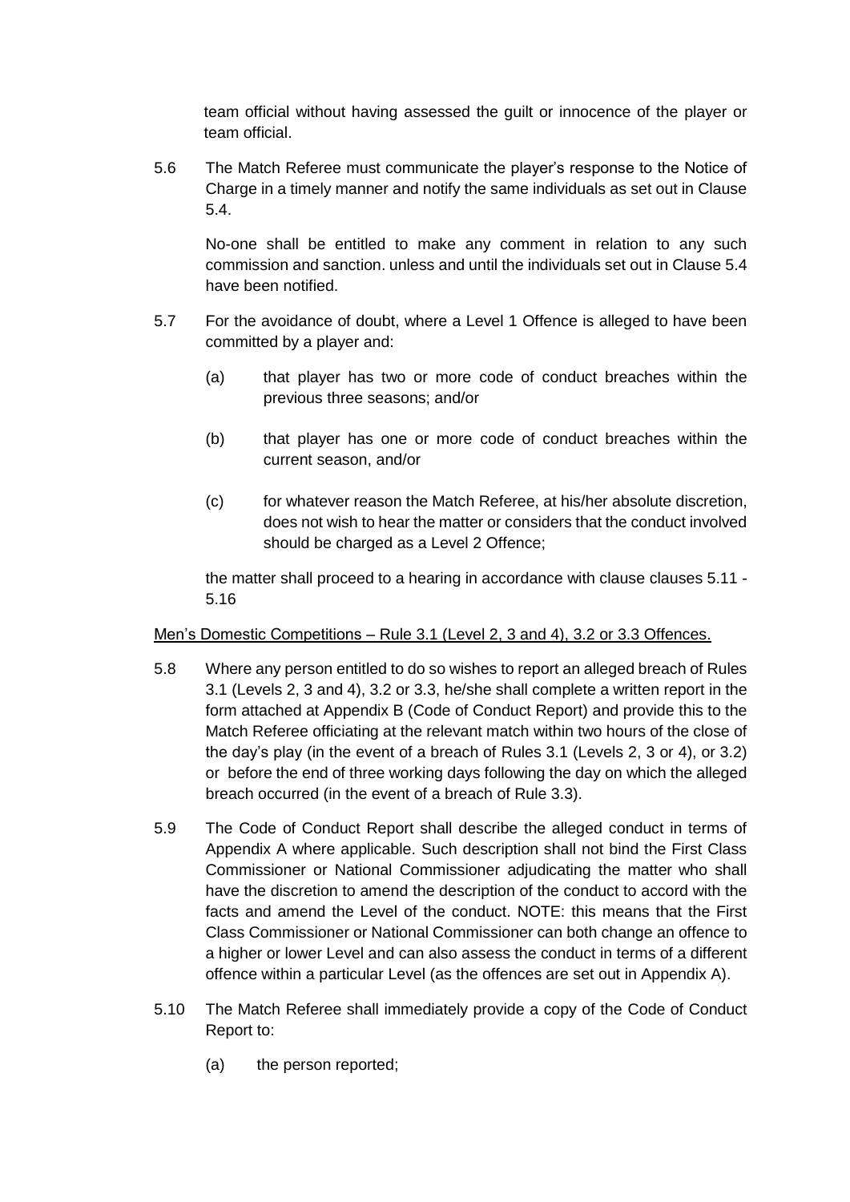team official without having assessed the guilt or innocence of the player or team official.

5.6 The Match Referee must communicate the player's response to the Notice of Charge in a timely manner and notify the same individuals as set out in Clause 5.4.

No-one shall be entitled to make any comment in relation to any such commission and sanction. unless and until the individuals set out in Clause 5.4 have been notified.

5.7 For the avoidance of doubt, where a Level 1 Offence is alleged to have been committed by a player and:

(a) that player has two or more code of conduct breaches within the previous three seasons; and/or

(b) that player has one or more code of conduct breaches within the current season, and/or

(c) for whatever reason the Match Referee, at his/her absolute discretion, does not wish to hear the matter or considers that the conduct involved should be charged as a Level 2 Offence;

the matter shall proceed to a hearing in accordance with clause clauses 5.11 - 5.16

Men's Domestic Competitions – Rule 3.1 (Level 2, 3 and 4), 3.2 or 3.3 Offences.

5.8 Where any person entitled to do so wishes to report an alleged breach of Rules 3.1 (Levels 2, 3 and 4), 3.2 or 3.3, he/she shall complete a written report in the form attached at Appendix B (Code of Conduct Report) and provide this to the Match Referee officiating at the relevant match within two hours of the close of the day's play (in the event of a breach of Rules 3.1 (Levels 2, 3 or 4), or 3.2) or before the end of three working days following the day on which the alleged breach occurred (in the event of a breach of Rule 3.3).

5.9 The Code of Conduct Report shall describe the alleged conduct in terms of Appendix A where applicable. Such description shall not bind the First Class Commissioner or National Commissioner adjudicating the matter who shall have the discretion to amend the description of the conduct to accord with the facts and amend the Level of the conduct. NOTE: this means that the First Class Commissioner or National Commissioner can both change an offence to a higher or lower Level and can also assess the conduct in terms of a different offence within a particular Level (as the offences are set out in Appendix A).

5.10 The Match Referee shall immediately provide a copy of the Code of Conduct Report to:

(a) the person reported;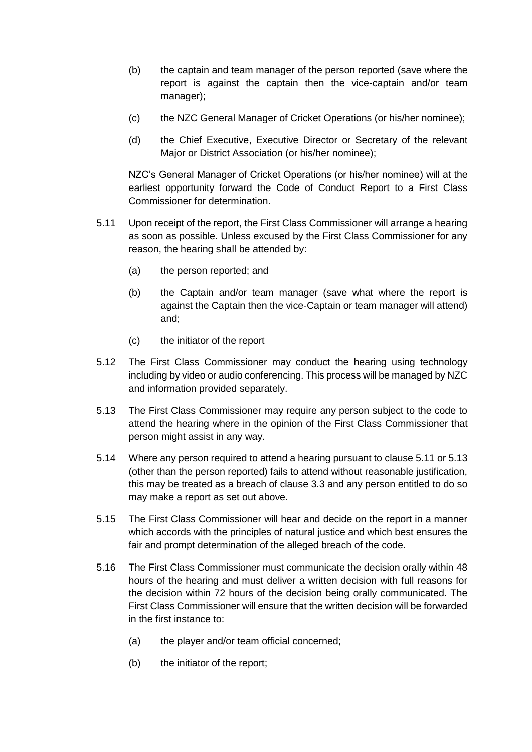(b) the captain and team manager of the person reported (save where the report is against the captain then the vice-captain and/or team manager);

(c) the NZC General Manager of Cricket Operations (or his/her nominee);

(d) the Chief Executive, Executive Director or Secretary of the relevant Major or District Association (or his/her nominee);

NZC's General Manager of Cricket Operations (or his/her nominee) will at the earliest opportunity forward the Code of Conduct Report to a First Class Commissioner for determination.

5.11 Upon receipt of the report, the First Class Commissioner will arrange a hearing as soon as possible. Unless excused by the First Class Commissioner for any reason, the hearing shall be attended by:

(a) the person reported; and

(b) the Captain and/or team manager (save what where the report is against the Captain then the vice-Captain or team manager will attend) and;

(c) the initiator of the report

5.12 The First Class Commissioner may conduct the hearing using technology including by video or audio conferencing. This process will be managed by NZC and information provided separately.

5.13 The First Class Commissioner may require any person subject to the code to attend the hearing where in the opinion of the First Class Commissioner that person might assist in any way.

5.14 Where any person required to attend a hearing pursuant to clause 5.11 or 5.13 (other than the person reported) fails to attend without reasonable justification, this may be treated as a breach of clause 3.3 and any person entitled to do so may make a report as set out above.

5.15 The First Class Commissioner will hear and decide on the report in a manner which accords with the principles of natural justice and which best ensures the fair and prompt determination of the alleged breach of the code.

5.16 The First Class Commissioner must communicate the decision orally within 48 hours of the hearing and must deliver a written decision with full reasons for the decision within 72 hours of the decision being orally communicated. The First Class Commissioner will ensure that the written decision will be forwarded in the first instance to:

(a) the player and/or team official concerned;

(b) the initiator of the report;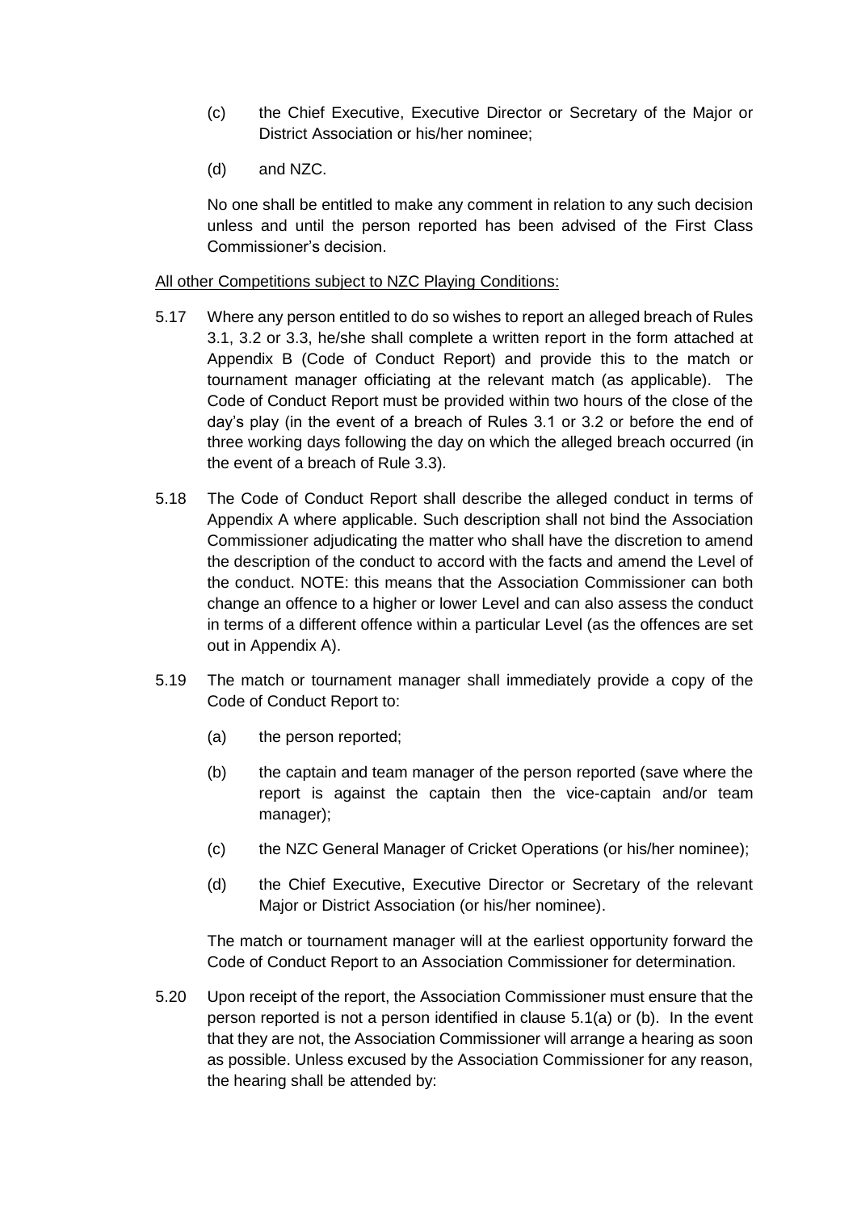(c) the Chief Executive, Executive Director or Secretary of the Major or District Association or his/her nominee;

(d) and NZC.

No one shall be entitled to make any comment in relation to any such decision unless and until the person reported has been advised of the First Class Commissioner's decision.

<u>All other Competitions subject to NZC Playing Conditions:</u>

5.17 Where any person entitled to do so wishes to report an alleged breach of Rules 3.1, 3.2 or 3.3, he/she shall complete a written report in the form attached at Appendix B (Code of Conduct Report) and provide this to the match or tournament manager officiating at the relevant match (as applicable). The Code of Conduct Report must be provided within two hours of the close of the day's play (in the event of a breach of Rules 3.1 or 3.2 or before the end of three working days following the day on which the alleged breach occurred (in the event of a breach of Rule 3.3).

5.18 The Code of Conduct Report shall describe the alleged conduct in terms of Appendix A where applicable. Such description shall not bind the Association Commissioner adjudicating the matter who shall have the discretion to amend the description of the conduct to accord with the facts and amend the Level of the conduct. NOTE: this means that the Association Commissioner can both change an offence to a higher or lower Level and can also assess the conduct in terms of a different offence within a particular Level (as the offences are set out in Appendix A).

5.19 The match or tournament manager shall immediately provide a copy of the Code of Conduct Report to:

(a) the person reported;

(b) the captain and team manager of the person reported (save where the report is against the captain then the vice-captain and/or team manager);

(c) the NZC General Manager of Cricket Operations (or his/her nominee);

(d) the Chief Executive, Executive Director or Secretary of the relevant Major or District Association (or his/her nominee).

The match or tournament manager will at the earliest opportunity forward the Code of Conduct Report to an Association Commissioner for determination.

5.20 Upon receipt of the report, the Association Commissioner must ensure that the person reported is not a person identified in clause 5.1(a) or (b). In the event that they are not, the Association Commissioner will arrange a hearing as soon as possible. Unless excused by the Association Commissioner for any reason, the hearing shall be attended by: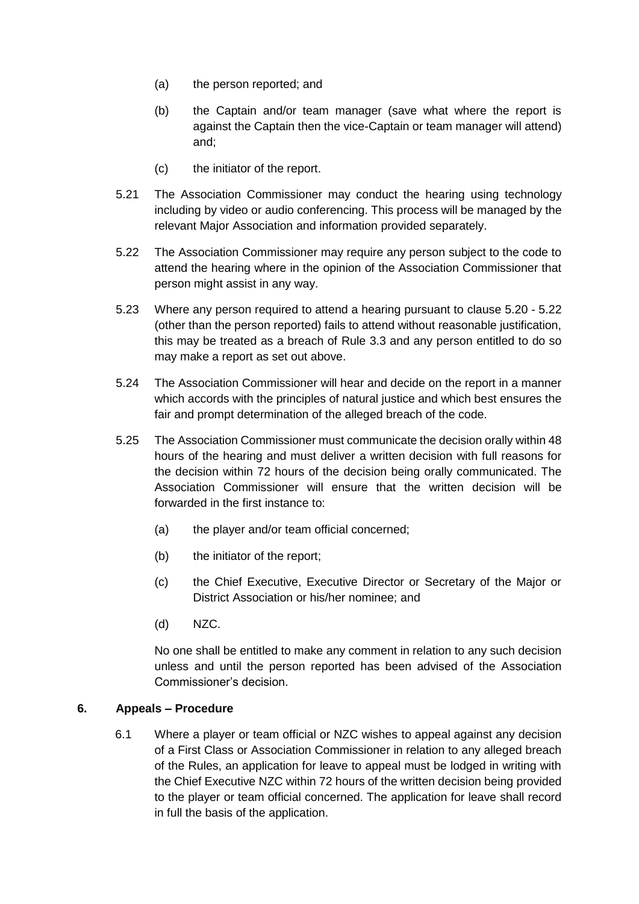(a) the person reported; and

(b) the Captain and/or team manager (save what where the report is against the Captain then the vice-Captain or team manager will attend) and;

(c) the initiator of the report.

5.21 The Association Commissioner may conduct the hearing using technology including by video or audio conferencing. This process will be managed by the relevant Major Association and information provided separately.

5.22 The Association Commissioner may require any person subject to the code to attend the hearing where in the opinion of the Association Commissioner that person might assist in any way.

5.23 Where any person required to attend a hearing pursuant to clause 5.20 - 5.22 (other than the person reported) fails to attend without reasonable justification, this may be treated as a breach of Rule 3.3 and any person entitled to do so may make a report as set out above.

5.24 The Association Commissioner will hear and decide on the report in a manner which accords with the principles of natural justice and which best ensures the fair and prompt determination of the alleged breach of the code.

5.25 The Association Commissioner must communicate the decision orally within 48 hours of the hearing and must deliver a written decision with full reasons for the decision within 72 hours of the decision being orally communicated. The Association Commissioner will ensure that the written decision will be forwarded in the first instance to:

(a) the player and/or team official concerned;

(b) the initiator of the report;

(c) the Chief Executive, Executive Director or Secretary of the Major or District Association or his/her nominee; and

(d) NZC.

No one shall be entitled to make any comment in relation to any such decision unless and until the person reported has been advised of the Association Commissioner's decision.

## 6. Appeals – Procedure

6.1 Where a player or team official or NZC wishes to appeal against any decision of a First Class or Association Commissioner in relation to any alleged breach of the Rules, an application for leave to appeal must be lodged in writing with the Chief Executive NZC within 72 hours of the written decision being provided to the player or team official concerned. The application for leave shall record in full the basis of the application.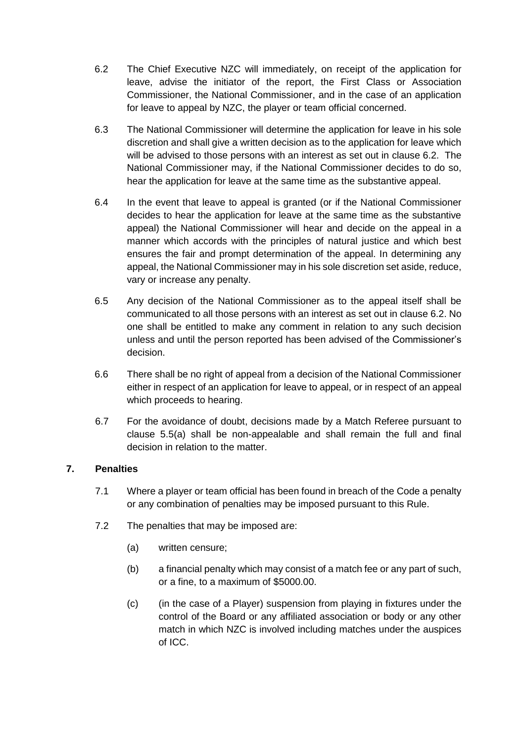6.2 The Chief Executive NZC will immediately, on receipt of the application for leave, advise the initiator of the report, the First Class or Association Commissioner, the National Commissioner, and in the case of an application for leave to appeal by NZC, the player or team official concerned.

6.3 The National Commissioner will determine the application for leave in his sole discretion and shall give a written decision as to the application for leave which will be advised to those persons with an interest as set out in clause 6.2. The National Commissioner may, if the National Commissioner decides to do so, hear the application for leave at the same time as the substantive appeal.

6.4 In the event that leave to appeal is granted (or if the National Commissioner decides to hear the application for leave at the same time as the substantive appeal) the National Commissioner will hear and decide on the appeal in a manner which accords with the principles of natural justice and which best ensures the fair and prompt determination of the appeal. In determining any appeal, the National Commissioner may in his sole discretion set aside, reduce, vary or increase any penalty.

6.5 Any decision of the National Commissioner as to the appeal itself shall be communicated to all those persons with an interest as set out in clause 6.2. No one shall be entitled to make any comment in relation to any such decision unless and until the person reported has been advised of the Commissioner's decision.

6.6 There shall be no right of appeal from a decision of the National Commissioner either in respect of an application for leave to appeal, or in respect of an appeal which proceeds to hearing.

6.7 For the avoidance of doubt, decisions made by a Match Referee pursuant to clause 5.5(a) shall be non-appealable and shall remain the full and final decision in relation to the matter.

## 7. Penalties

7.1 Where a player or team official has been found in breach of the Code a penalty or any combination of penalties may be imposed pursuant to this Rule.

7.2 The penalties that may be imposed are:

(a) written censure;

(b) a financial penalty which may consist of a match fee or any part of such, or a fine, to a maximum of $5000.00.

(c) (in the case of a Player) suspension from playing in fixtures under the control of the Board or any affiliated association or body or any other match in which NZC is involved including matches under the auspices of ICC.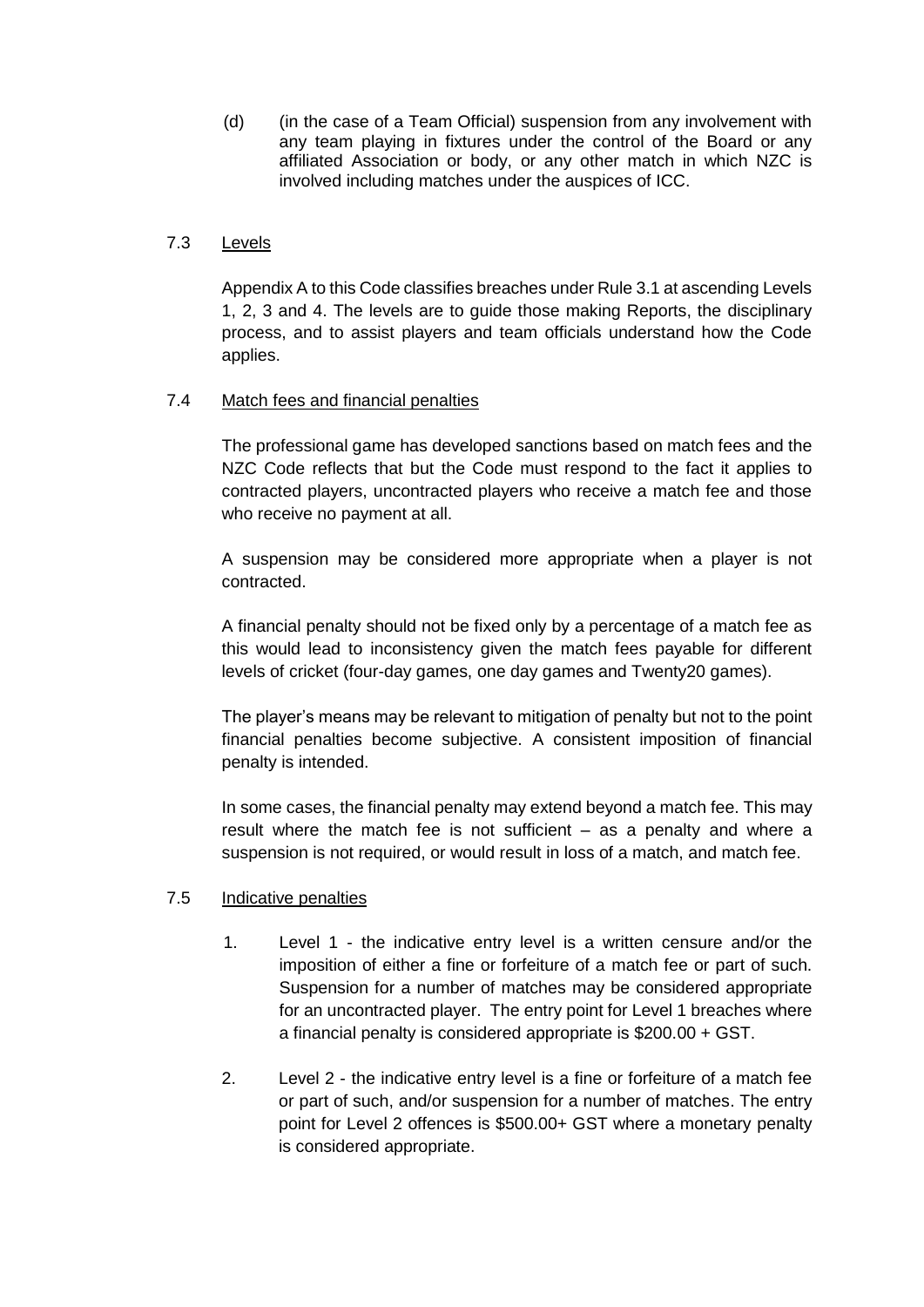(d) (in the case of a Team Official) suspension from any involvement with any team playing in fixtures under the control of the Board or any affiliated Association or body, or any other match in which NZC is involved including matches under the auspices of ICC.

### 7.3 Levels

Appendix A to this Code classifies breaches under Rule 3.1 at ascending Levels 1, 2, 3 and 4. The levels are to guide those making Reports, the disciplinary process, and to assist players and team officials understand how the Code applies.

### 7.4 Match fees and financial penalties

The professional game has developed sanctions based on match fees and the NZC Code reflects that but the Code must respond to the fact it applies to contracted players, uncontracted players who receive a match fee and those who receive no payment at all.

A suspension may be considered more appropriate when a player is not contracted.

A financial penalty should not be fixed only by a percentage of a match fee as this would lead to inconsistency given the match fees payable for different levels of cricket (four-day games, one day games and Twenty20 games).

The player's means may be relevant to mitigation of penalty but not to the point financial penalties become subjective. A consistent imposition of financial penalty is intended.

In some cases, the financial penalty may extend beyond a match fee. This may result where the match fee is not sufficient – as a penalty and where a suspension is not required, or would result in loss of a match, and match fee.

### 7.5 Indicative penalties

1. Level 1 - the indicative entry level is a written censure and/or the imposition of either a fine or forfeiture of a match fee or part of such. Suspension for a number of matches may be considered appropriate for an uncontracted player. The entry point for Level 1 breaches where a financial penalty is considered appropriate is $200.00 + GST.

2. Level 2 - the indicative entry level is a fine or forfeiture of a match fee or part of such, and/or suspension for a number of matches. The entry point for Level 2 offences is $500.00+ GST where a monetary penalty is considered appropriate.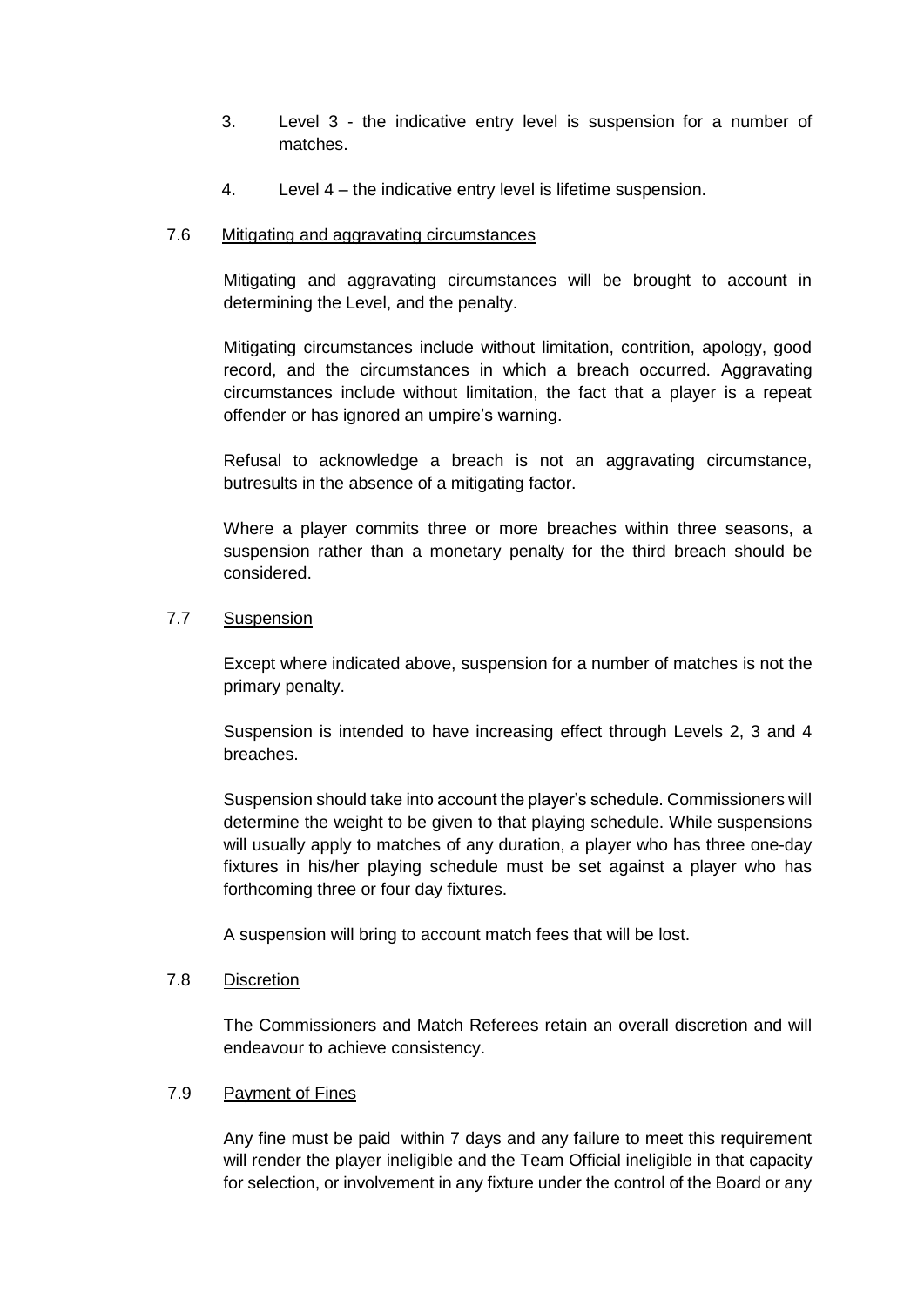3. Level 3 - the indicative entry level is suspension for a number of matches.

4. Level 4 – the indicative entry level is lifetime suspension.

7.6 Mitigating and aggravating circumstances

Mitigating and aggravating circumstances will be brought to account in determining the Level, and the penalty.

Mitigating circumstances include without limitation, contrition, apology, good record, and the circumstances in which a breach occurred. Aggravating circumstances include without limitation, the fact that a player is a repeat offender or has ignored an umpire's warning.

Refusal to acknowledge a breach is not an aggravating circumstance, butresults in the absence of a mitigating factor.

Where a player commits three or more breaches within three seasons, a suspension rather than a monetary penalty for the third breach should be considered.

7.7 Suspension

Except where indicated above, suspension for a number of matches is not the primary penalty.

Suspension is intended to have increasing effect through Levels 2, 3 and 4 breaches.

Suspension should take into account the player's schedule. Commissioners will determine the weight to be given to that playing schedule. While suspensions will usually apply to matches of any duration, a player who has three one-day fixtures in his/her playing schedule must be set against a player who has forthcoming three or four day fixtures.

A suspension will bring to account match fees that will be lost.

7.8 Discretion

The Commissioners and Match Referees retain an overall discretion and will endeavour to achieve consistency.

7.9 Payment of Fines

Any fine must be paid within 7 days and any failure to meet this requirement will render the player ineligible and the Team Official ineligible in that capacity for selection, or involvement in any fixture under the control of the Board or any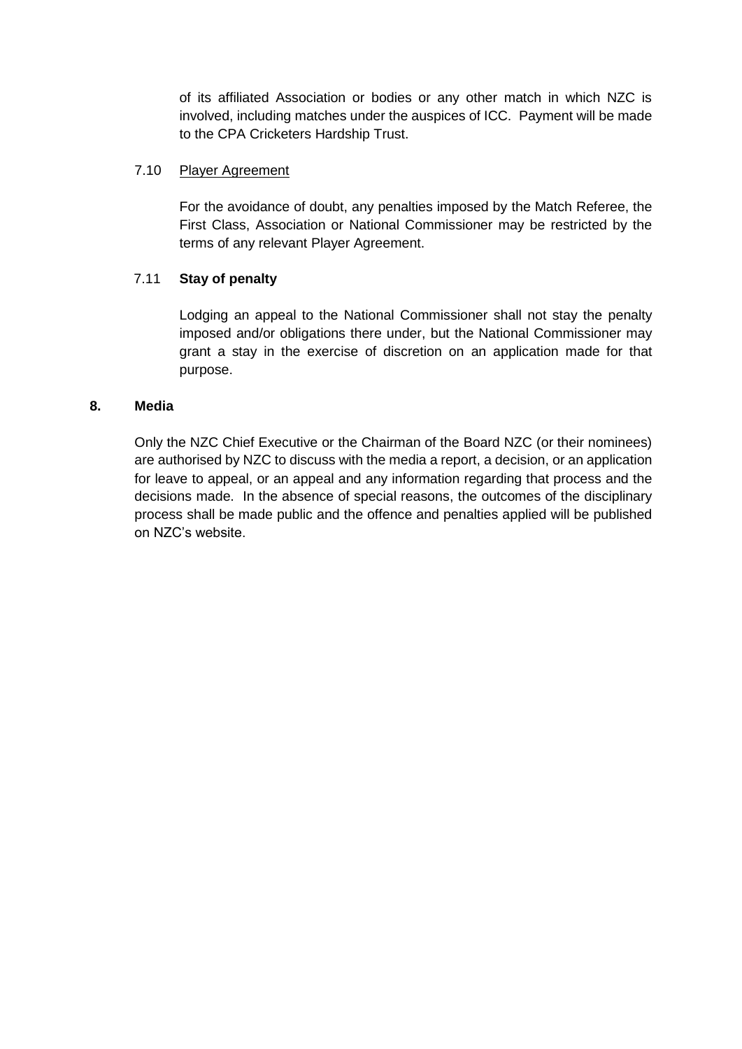of its affiliated Association or bodies or any other match in which NZC is involved, including matches under the auspices of ICC. Payment will be made to the CPA Cricketers Hardship Trust.

### 7.10 Player Agreement

For the avoidance of doubt, any penalties imposed by the Match Referee, the First Class, Association or National Commissioner may be restricted by the terms of any relevant Player Agreement.

### 7.11 **Stay of penalty**

Lodging an appeal to the National Commissioner shall not stay the penalty imposed and/or obligations there under, but the National Commissioner may grant a stay in the exercise of discretion on an application made for that purpose.

## 8. Media

Only the NZC Chief Executive or the Chairman of the Board NZC (or their nominees) are authorised by NZC to discuss with the media a report, a decision, or an application for leave to appeal, or an appeal and any information regarding that process and the decisions made. In the absence of special reasons, the outcomes of the disciplinary process shall be made public and the offence and penalties applied will be published on NZC's website.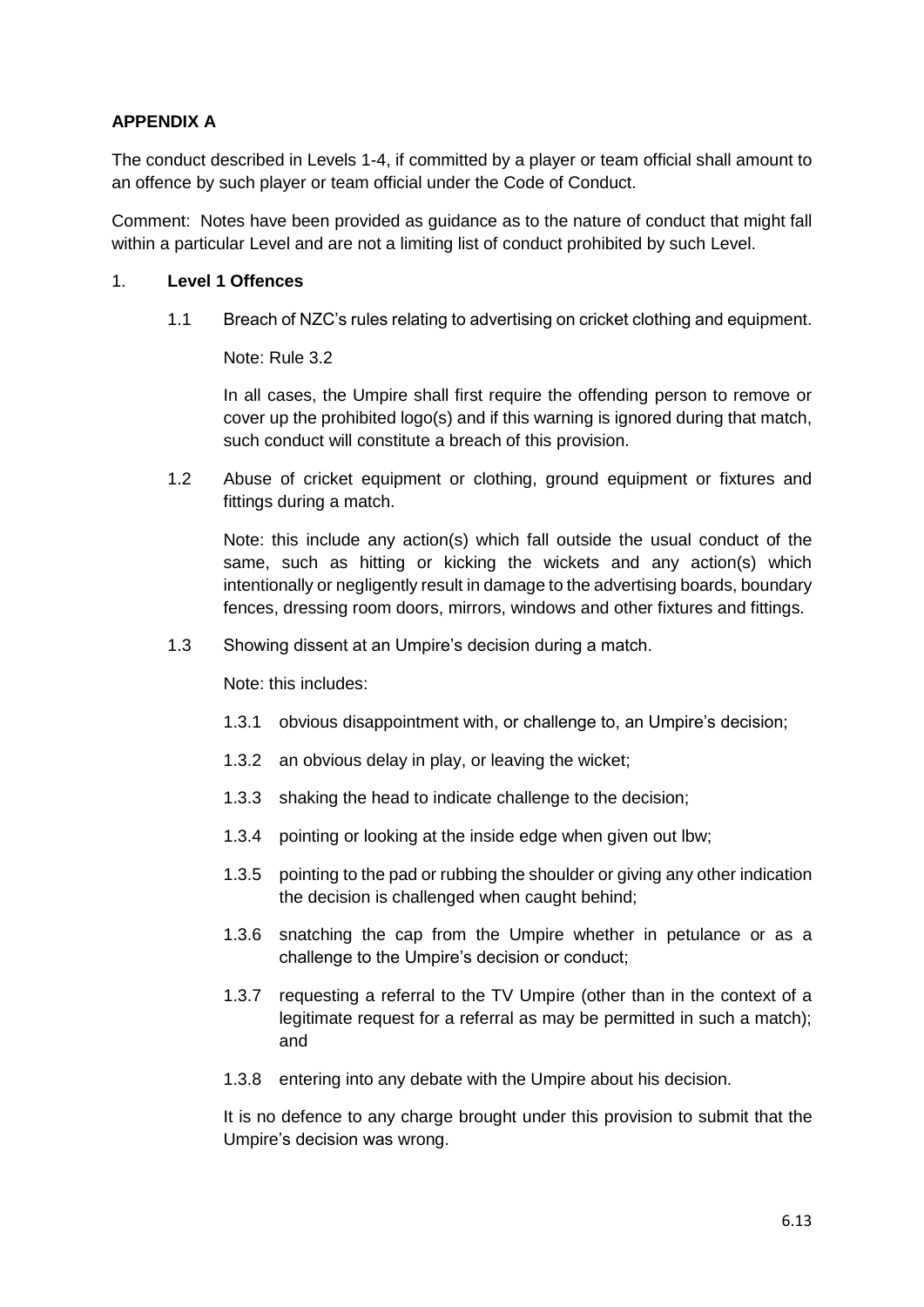**APPENDIX A**

The conduct described in Levels 1-4, if committed by a player or team official shall amount to an offence by such player or team official under the Code of Conduct.

Comment: Notes have been provided as guidance as to the nature of conduct that might fall within a particular Level and are not a limiting list of conduct prohibited by such Level.

1. **Level 1 Offences**

   1.1 Breach of NZC's rules relating to advertising on cricket clothing and equipment.

   Note: Rule 3.2

   In all cases, the Umpire shall first require the offending person to remove or cover up the prohibited logo(s) and if this warning is ignored during that match, such conduct will constitute a breach of this provision.

   1.2 Abuse of cricket equipment or clothing, ground equipment or fixtures and fittings during a match.

   Note: this include any action(s) which fall outside the usual conduct of the same, such as hitting or kicking the wickets and any action(s) which intentionally or negligently result in damage to the advertising boards, boundary fences, dressing room doors, mirrors, windows and other fixtures and fittings.

   1.3 Showing dissent at an Umpire's decision during a match.

   Note: this includes:

   1.3.1 obvious disappointment with, or challenge to, an Umpire's decision;

   1.3.2 an obvious delay in play, or leaving the wicket;

   1.3.3 shaking the head to indicate challenge to the decision;

   1.3.4 pointing or looking at the inside edge when given out lbw;

   1.3.5 pointing to the pad or rubbing the shoulder or giving any other indication the decision is challenged when caught behind;

   1.3.6 snatching the cap from the Umpire whether in petulance or as a challenge to the Umpire's decision or conduct;

   1.3.7 requesting a referral to the TV Umpire (other than in the context of a legitimate request for a referral as may be permitted in such a match); and

   1.3.8 entering into any debate with the Umpire about his decision.

   It is no defence to any charge brought under this provision to submit that the Umpire's decision was wrong.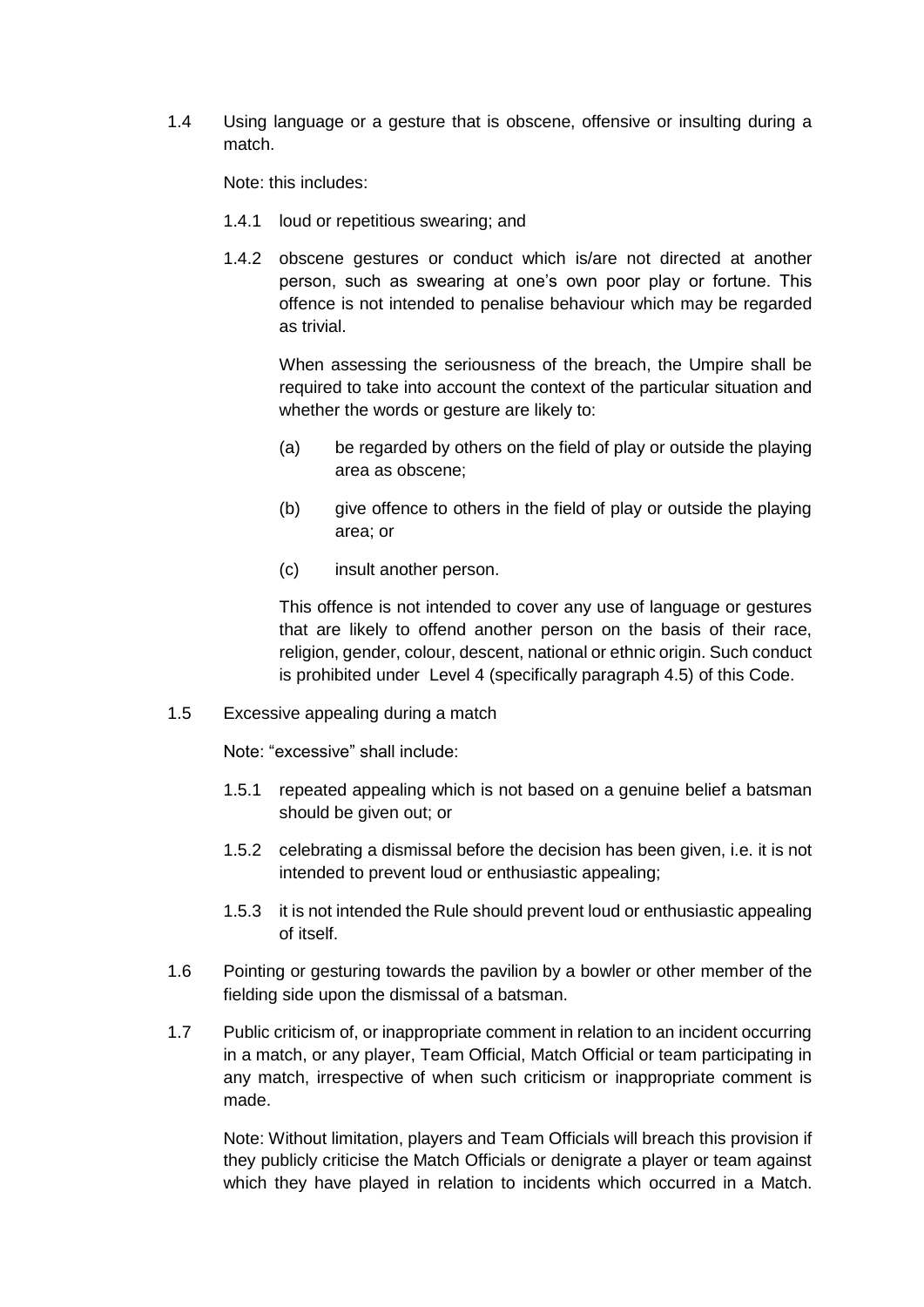1.4 Using language or a gesture that is obscene, offensive or insulting during a match.

Note: this includes:

1.4.1 loud or repetitious swearing; and

1.4.2 obscene gestures or conduct which is/are not directed at another person, such as swearing at one's own poor play or fortune. This offence is not intended to penalise behaviour which may be regarded as trivial.

When assessing the seriousness of the breach, the Umpire shall be required to take into account the context of the particular situation and whether the words or gesture are likely to:

(a) be regarded by others on the field of play or outside the playing area as obscene;

(b) give offence to others in the field of play or outside the playing area; or

(c) insult another person.

This offence is not intended to cover any use of language or gestures that are likely to offend another person on the basis of their race, religion, gender, colour, descent, national or ethnic origin. Such conduct is prohibited under Level 4 (specifically paragraph 4.5) of this Code.

1.5 Excessive appealing during a match

Note: "excessive" shall include:

1.5.1 repeated appealing which is not based on a genuine belief a batsman should be given out; or

1.5.2 celebrating a dismissal before the decision has been given, i.e. it is not intended to prevent loud or enthusiastic appealing;

1.5.3 it is not intended the Rule should prevent loud or enthusiastic appealing of itself.

1.6 Pointing or gesturing towards the pavilion by a bowler or other member of the fielding side upon the dismissal of a batsman.

1.7 Public criticism of, or inappropriate comment in relation to an incident occurring in a match, or any player, Team Official, Match Official or team participating in any match, irrespective of when such criticism or inappropriate comment is made.

Note: Without limitation, players and Team Officials will breach this provision if they publicly criticise the Match Officials or denigrate a player or team against which they have played in relation to incidents which occurred in a Match.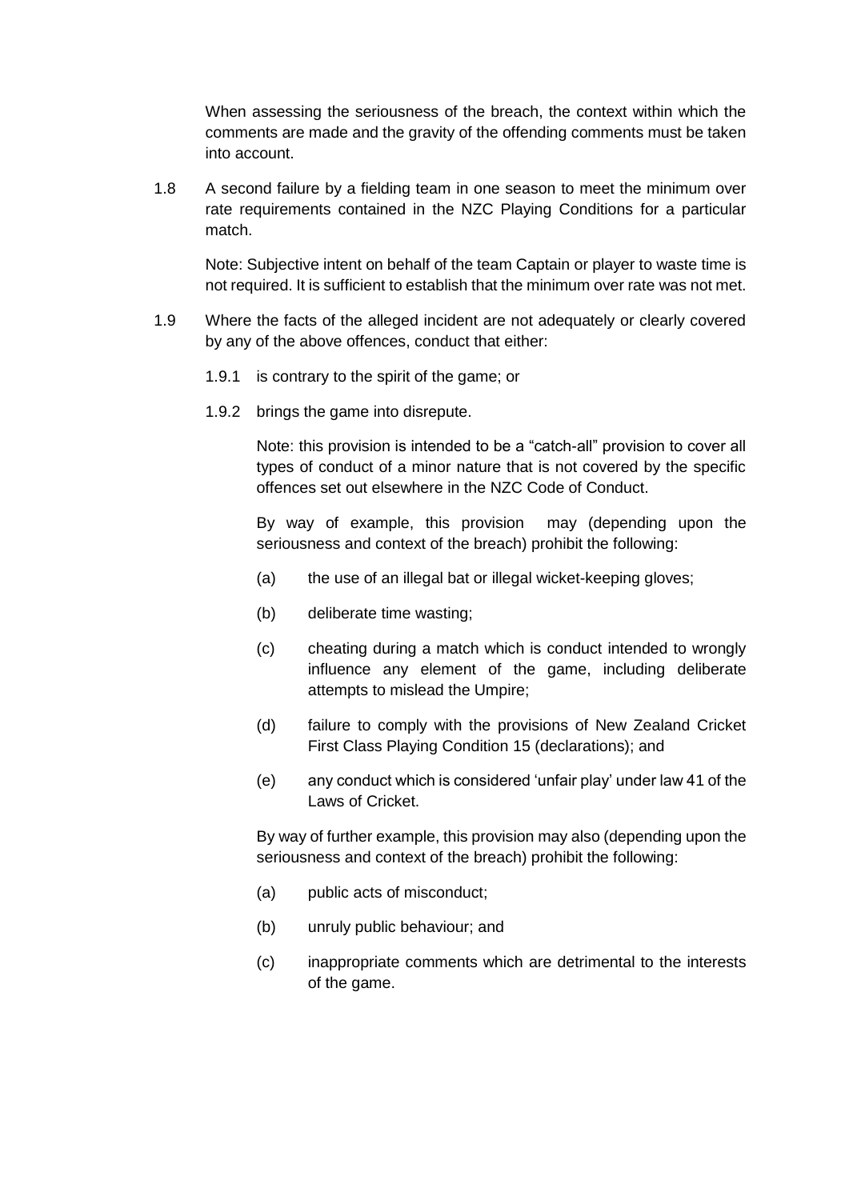When assessing the seriousness of the breach, the context within which the comments are made and the gravity of the offending comments must be taken into account.

1.8 A second failure by a fielding team in one season to meet the minimum over rate requirements contained in the NZC Playing Conditions for a particular match.

Note: Subjective intent on behalf of the team Captain or player to waste time is not required. It is sufficient to establish that the minimum over rate was not met.

1.9 Where the facts of the alleged incident are not adequately or clearly covered by any of the above offences, conduct that either:

1.9.1 is contrary to the spirit of the game; or

1.9.2 brings the game into disrepute.

Note: this provision is intended to be a "catch-all" provision to cover all types of conduct of a minor nature that is not covered by the specific offences set out elsewhere in the NZC Code of Conduct.

By way of example, this provision may (depending upon the seriousness and context of the breach) prohibit the following:

(a) the use of an illegal bat or illegal wicket-keeping gloves;

(b) deliberate time wasting;

(c) cheating during a match which is conduct intended to wrongly influence any element of the game, including deliberate attempts to mislead the Umpire;

(d) failure to comply with the provisions of New Zealand Cricket First Class Playing Condition 15 (declarations); and

(e) any conduct which is considered 'unfair play' under law 41 of the Laws of Cricket.

By way of further example, this provision may also (depending upon the seriousness and context of the breach) prohibit the following:

(a) public acts of misconduct;

(b) unruly public behaviour; and

(c) inappropriate comments which are detrimental to the interests of the game.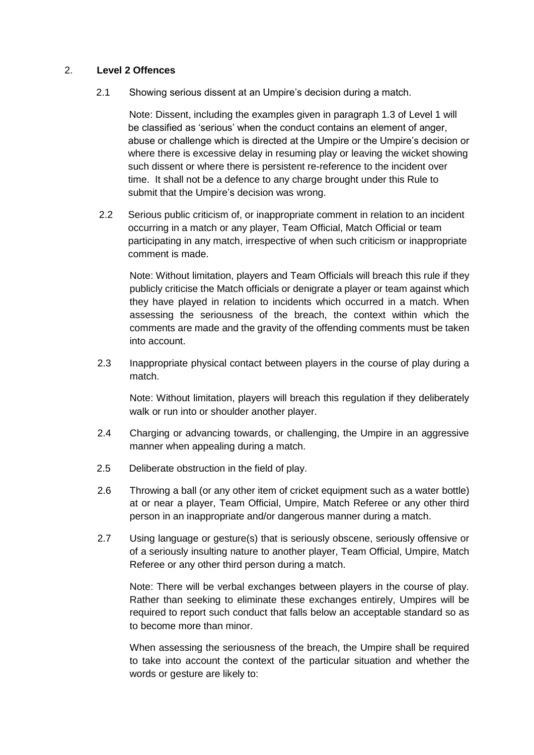## 2. **Level 2 Offences**

2.1 Showing serious dissent at an Umpire's decision during a match.

Note: Dissent, including the examples given in paragraph 1.3 of Level 1 will be classified as 'serious' when the conduct contains an element of anger, abuse or challenge which is directed at the Umpire or the Umpire's decision or where there is excessive delay in resuming play or leaving the wicket showing such dissent or where there is persistent re-reference to the incident over time. It shall not be a defence to any charge brought under this Rule to submit that the Umpire's decision was wrong.

2.2 Serious public criticism of, or inappropriate comment in relation to an incident occurring in a match or any player, Team Official, Match Official or team participating in any match, irrespective of when such criticism or inappropriate comment is made.

Note: Without limitation, players and Team Officials will breach this rule if they publicly criticise the Match officials or denigrate a player or team against which they have played in relation to incidents which occurred in a match. When assessing the seriousness of the breach, the context within which the comments are made and the gravity of the offending comments must be taken into account.

2.3 Inappropriate physical contact between players in the course of play during a match.

Note: Without limitation, players will breach this regulation if they deliberately walk or run into or shoulder another player.

2.4 Charging or advancing towards, or challenging, the Umpire in an aggressive manner when appealing during a match.

2.5 Deliberate obstruction in the field of play.

2.6 Throwing a ball (or any other item of cricket equipment such as a water bottle) at or near a player, Team Official, Umpire, Match Referee or any other third person in an inappropriate and/or dangerous manner during a match.

2.7 Using language or gesture(s) that is seriously obscene, seriously offensive or of a seriously insulting nature to another player, Team Official, Umpire, Match Referee or any other third person during a match.

Note: There will be verbal exchanges between players in the course of play. Rather than seeking to eliminate these exchanges entirely, Umpires will be required to report such conduct that falls below an acceptable standard so as to become more than minor.

When assessing the seriousness of the breach, the Umpire shall be required to take into account the context of the particular situation and whether the words or gesture are likely to: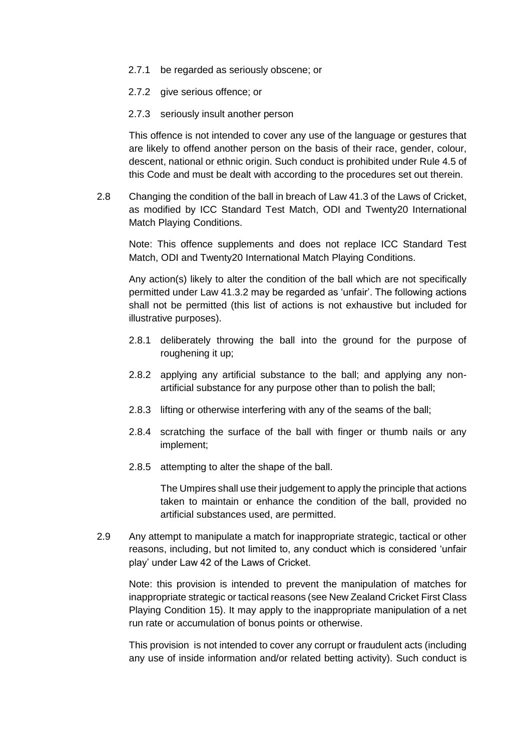- 2.7.1 be regarded as seriously obscene; or
- 2.7.2 give serious offence; or
- 2.7.3 seriously insult another person

This offence is not intended to cover any use of the language or gestures that are likely to offend another person on the basis of their race, gender, colour, descent, national or ethnic origin. Such conduct is prohibited under Rule 4.5 of this Code and must be dealt with according to the procedures set out therein.

2.8 Changing the condition of the ball in breach of Law 41.3 of the Laws of Cricket, as modified by ICC Standard Test Match, ODI and Twenty20 International Match Playing Conditions.

Note: This offence supplements and does not replace ICC Standard Test Match, ODI and Twenty20 International Match Playing Conditions.

Any action(s) likely to alter the condition of the ball which are not specifically permitted under Law 41.3.2 may be regarded as 'unfair'. The following actions shall not be permitted (this list of actions is not exhaustive but included for illustrative purposes).

- 2.8.1 deliberately throwing the ball into the ground for the purpose of roughening it up;
- 2.8.2 applying any artificial substance to the ball; and applying any non-artificial substance for any purpose other than to polish the ball;
- 2.8.3 lifting or otherwise interfering with any of the seams of the ball;
- 2.8.4 scratching the surface of the ball with finger or thumb nails or any implement;
- 2.8.5 attempting to alter the shape of the ball.

The Umpires shall use their judgement to apply the principle that actions taken to maintain or enhance the condition of the ball, provided no artificial substances used, are permitted.

2.9 Any attempt to manipulate a match for inappropriate strategic, tactical or other reasons, including, but not limited to, any conduct which is considered 'unfair play' under Law 42 of the Laws of Cricket.

Note: this provision is intended to prevent the manipulation of matches for inappropriate strategic or tactical reasons (see New Zealand Cricket First Class Playing Condition 15). It may apply to the inappropriate manipulation of a net run rate or accumulation of bonus points or otherwise.

This provision is not intended to cover any corrupt or fraudulent acts (including any use of inside information and/or related betting activity). Such conduct is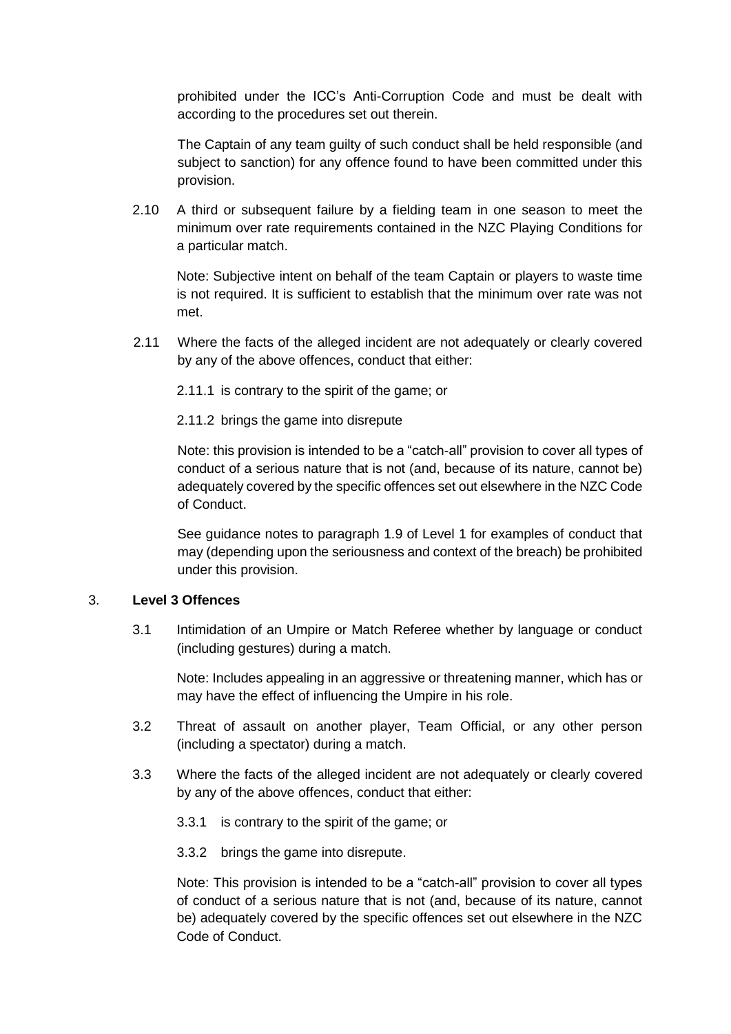prohibited under the ICC's Anti-Corruption Code and must be dealt with according to the procedures set out therein.

The Captain of any team guilty of such conduct shall be held responsible (and subject to sanction) for any offence found to have been committed under this provision.

2.10 A third or subsequent failure by a fielding team in one season to meet the minimum over rate requirements contained in the NZC Playing Conditions for a particular match.

Note: Subjective intent on behalf of the team Captain or players to waste time is not required. It is sufficient to establish that the minimum over rate was not met.

2.11 Where the facts of the alleged incident are not adequately or clearly covered by any of the above offences, conduct that either:

2.11.1 is contrary to the spirit of the game; or

2.11.2 brings the game into disrepute

Note: this provision is intended to be a "catch-all" provision to cover all types of conduct of a serious nature that is not (and, because of its nature, cannot be) adequately covered by the specific offences set out elsewhere in the NZC Code of Conduct.

See guidance notes to paragraph 1.9 of Level 1 for examples of conduct that may (depending upon the seriousness and context of the breach) be prohibited under this provision.

3. **Level 3 Offences**

3.1 Intimidation of an Umpire or Match Referee whether by language or conduct (including gestures) during a match.

Note: Includes appealing in an aggressive or threatening manner, which has or may have the effect of influencing the Umpire in his role.

3.2 Threat of assault on another player, Team Official, or any other person (including a spectator) during a match.

3.3 Where the facts of the alleged incident are not adequately or clearly covered by any of the above offences, conduct that either:

3.3.1 is contrary to the spirit of the game; or

3.3.2 brings the game into disrepute.

Note: This provision is intended to be a "catch-all" provision to cover all types of conduct of a serious nature that is not (and, because of its nature, cannot be) adequately covered by the specific offences set out elsewhere in the NZC Code of Conduct.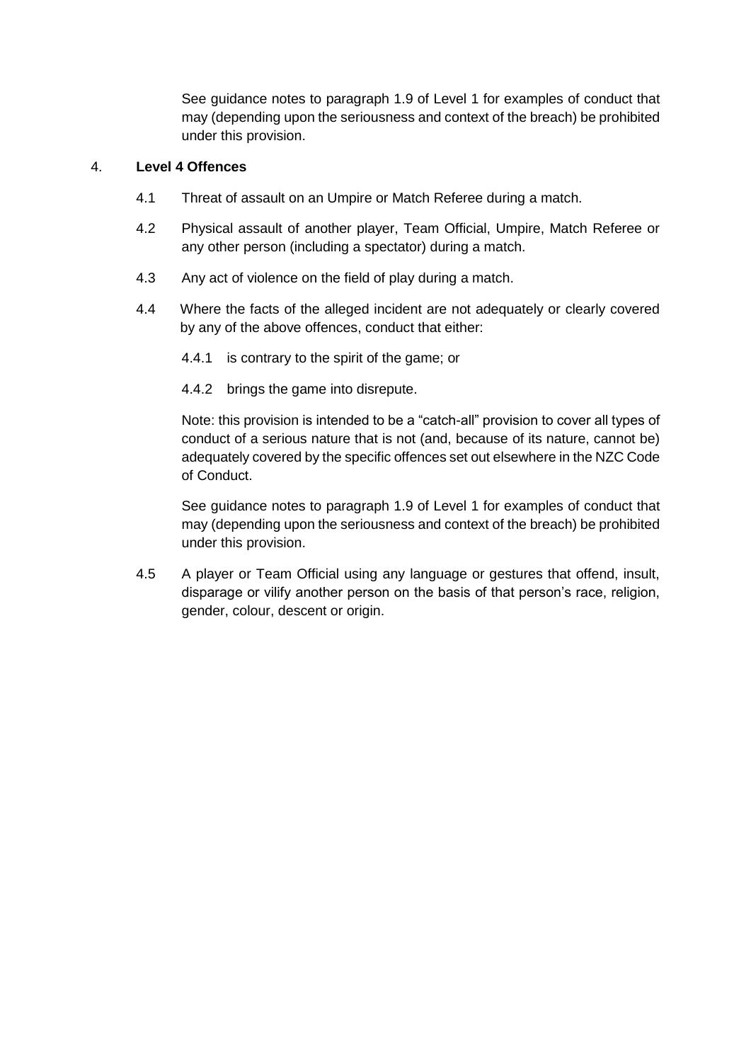See guidance notes to paragraph 1.9 of Level 1 for examples of conduct that may (depending upon the seriousness and context of the breach) be prohibited under this provision.

## 4. Level 4 Offences

4.1 Threat of assault on an Umpire or Match Referee during a match.

4.2 Physical assault of another player, Team Official, Umpire, Match Referee or any other person (including a spectator) during a match.

4.3 Any act of violence on the field of play during a match.

4.4 Where the facts of the alleged incident are not adequately or clearly covered by any of the above offences, conduct that either:

4.4.1 is contrary to the spirit of the game; or

4.4.2 brings the game into disrepute.

Note: this provision is intended to be a "catch-all" provision to cover all types of conduct of a serious nature that is not (and, because of its nature, cannot be) adequately covered by the specific offences set out elsewhere in the NZC Code of Conduct.

See guidance notes to paragraph 1.9 of Level 1 for examples of conduct that may (depending upon the seriousness and context of the breach) be prohibited under this provision.

4.5 A player or Team Official using any language or gestures that offend, insult, disparage or vilify another person on the basis of that person's race, religion, gender, colour, descent or origin.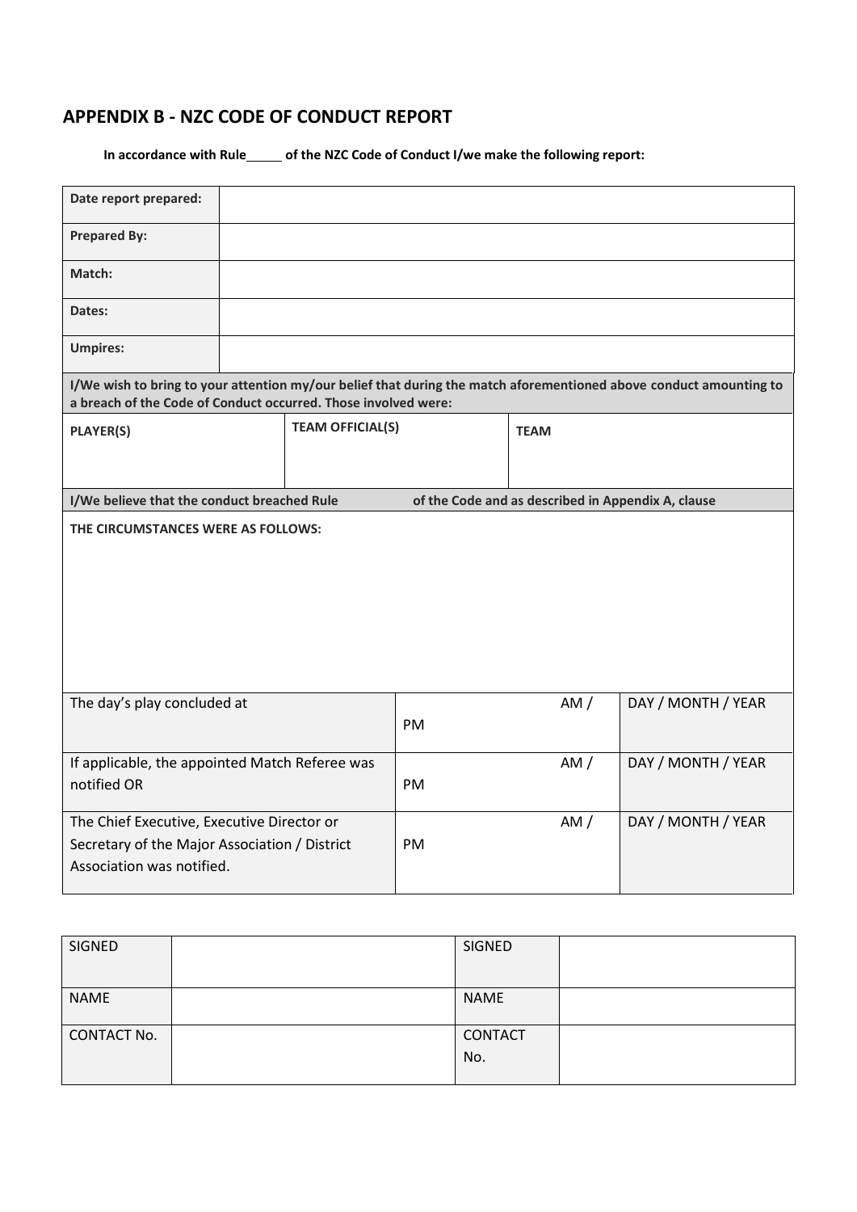## APPENDIX B - NZC CODE OF CONDUCT REPORT

**In accordance with Rule\_\_\_\_\_ of the NZC Code of Conduct I/we make the following report:**

| | |
|---|---|
| **Date report prepared:** | |
| **Prepared By:** | |
| **Match:** | |
| **Dates:** | |
| **Umpires:** | |

**I/We wish to bring to your attention my/our belief that during the match aforementioned above conduct amounting to a breach of the Code of Conduct occurred. Those involved were:**

| PLAYER(S) | TEAM OFFICIAL(S) | TEAM |
|---|---|---|
| | | |

**I/We believe that the conduct breached Rule of the Code and as described in Appendix A, clause**

**THE CIRCUMSTANCES WERE AS FOLLOWS:**

| | | |
|---|---|---|
| The day's play concluded at | AM / PM | DAY / MONTH / YEAR |
| If applicable, the appointed Match Referee was notified OR | AM / PM | DAY / MONTH / YEAR |
| The Chief Executive, Executive Director or Secretary of the Major Association / District Association was notified. | AM / PM | DAY / MONTH / YEAR |

| | | | |
|---|---|---|---|
| SIGNED | | SIGNED | |
| NAME | | NAME | |
| CONTACT No. | | CONTACT No. | |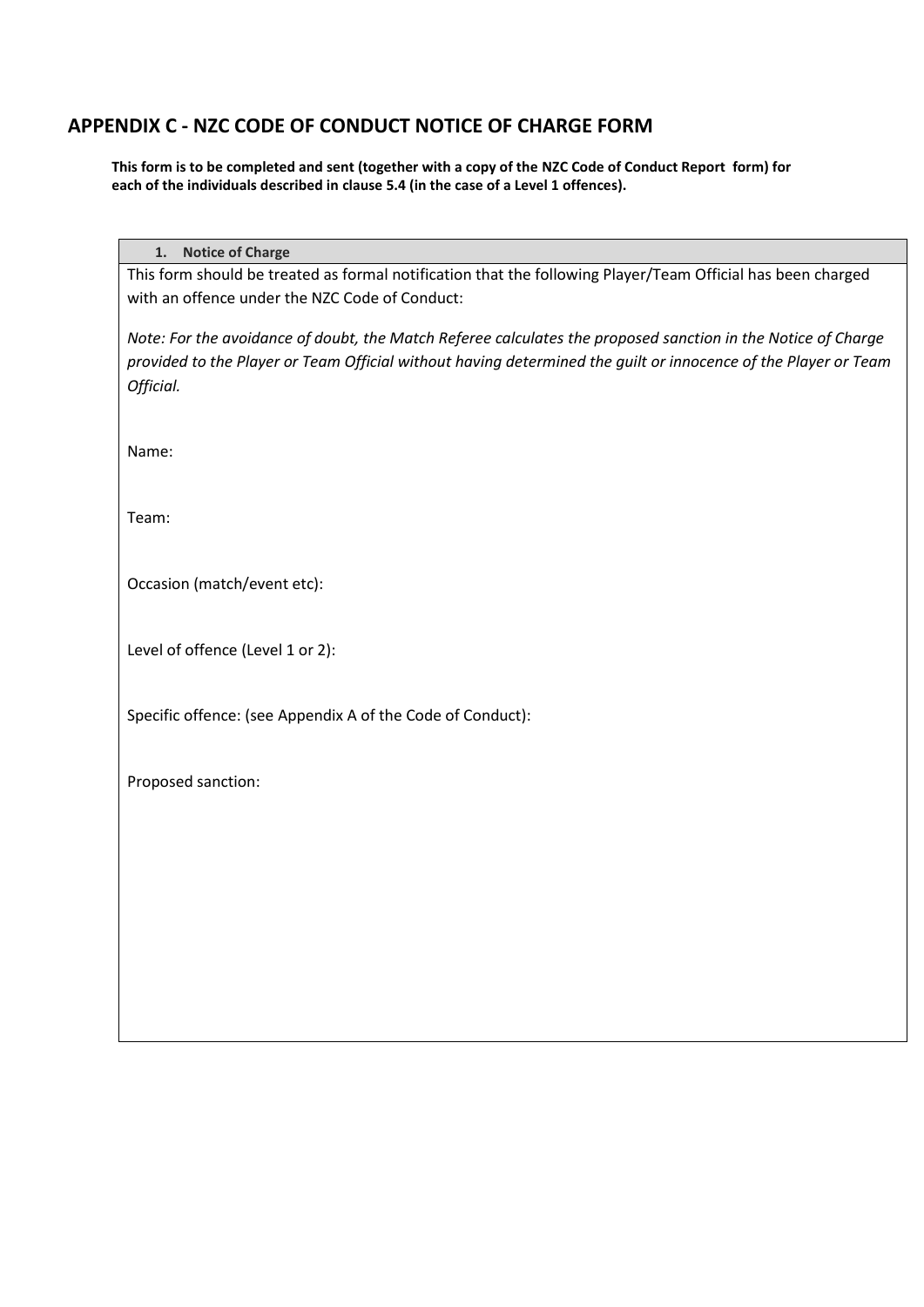## APPENDIX C - NZC CODE OF CONDUCT NOTICE OF CHARGE FORM

**This form is to be completed and sent (together with a copy of the NZC Code of Conduct Report form) for each of the individuals described in clause 5.4 (in the case of a Level 1 offences).**

**1. Notice of Charge**

This form should be treated as formal notification that the following Player/Team Official has been charged with an offence under the NZC Code of Conduct:

*Note: For the avoidance of doubt, the Match Referee calculates the proposed sanction in the Notice of Charge provided to the Player or Team Official without having determined the guilt or innocence of the Player or Team Official.*

Name:

Team:

Occasion (match/event etc):

Level of offence (Level 1 or 2):

Specific offence: (see Appendix A of the Code of Conduct):

Proposed sanction: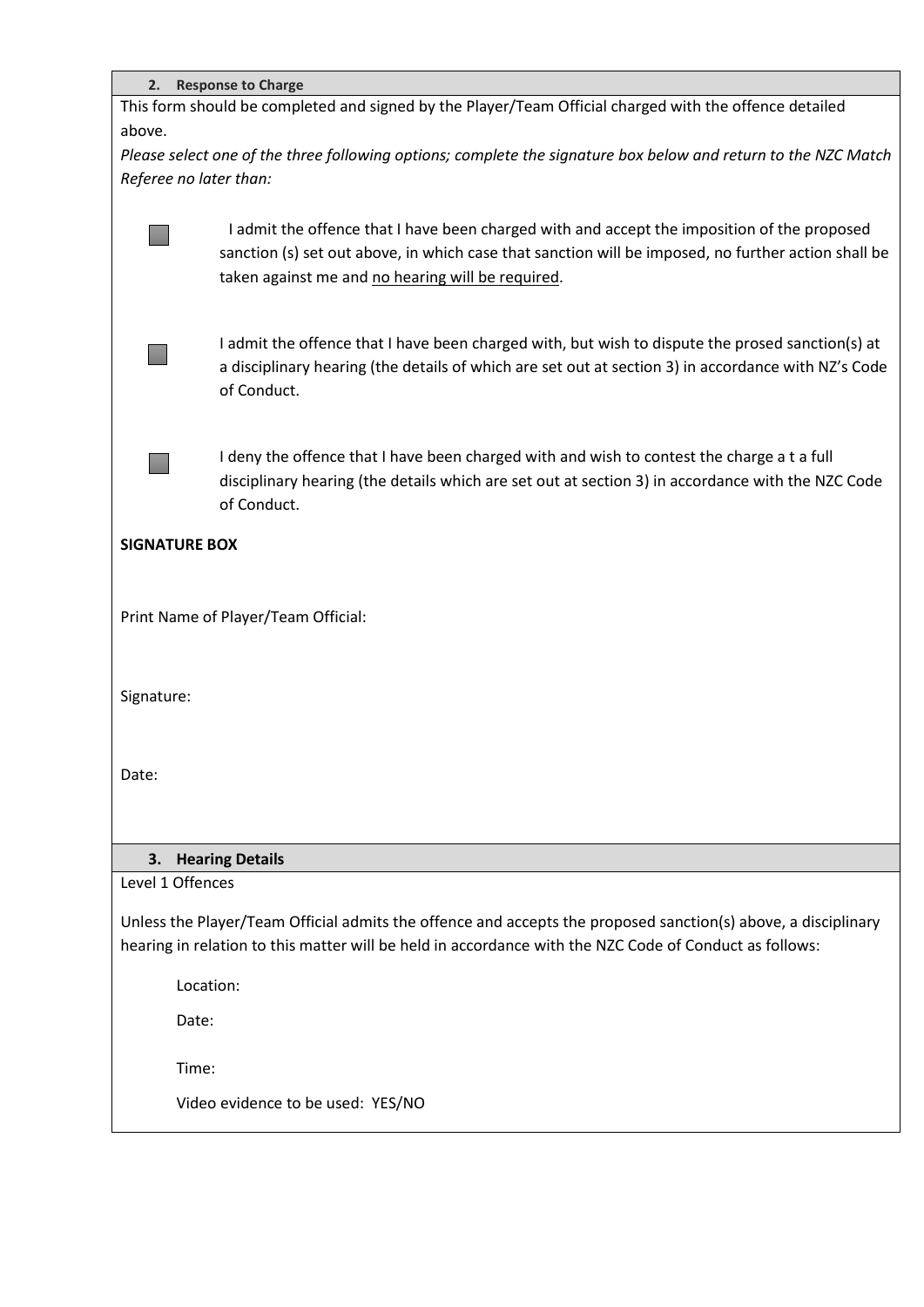## 2. Response to Charge

This form should be completed and signed by the Player/Team Official charged with the offence detailed above.

*Please select one of the three following options; complete the signature box below and return to the NZC Match Referee no later than:*

☐ I admit the offence that I have been charged with and accept the imposition of the proposed sanction (s) set out above, in which case that sanction will be imposed, no further action shall be taken against me and <u>no hearing will be required</u>.

☐ I admit the offence that I have been charged with, but wish to dispute the prosed sanction(s) at a disciplinary hearing (the details of which are set out at section 3) in accordance with NZ's Code of Conduct.

☐ I deny the offence that I have been charged with and wish to contest the charge a t a full disciplinary hearing (the details which are set out at section 3) in accordance with the NZC Code of Conduct.

**SIGNATURE BOX**

Print Name of Player/Team Official:

Signature:

Date:

## 3. Hearing Details

Level 1 Offences

Unless the Player/Team Official admits the offence and accepts the proposed sanction(s) above, a disciplinary hearing in relation to this matter will be held in accordance with the NZC Code of Conduct as follows:

Location:

Date:

Time:

Video evidence to be used: YES/NO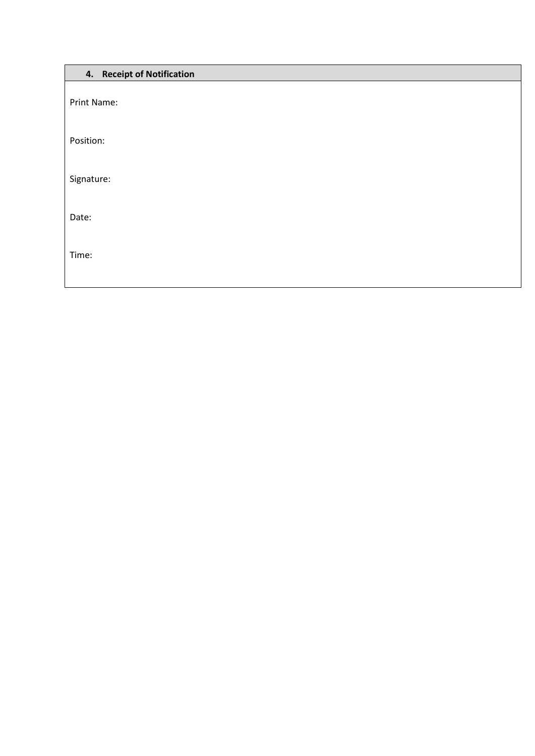## 4. Receipt of Notification

Print Name:

Position:

Signature:

Date:

Time: